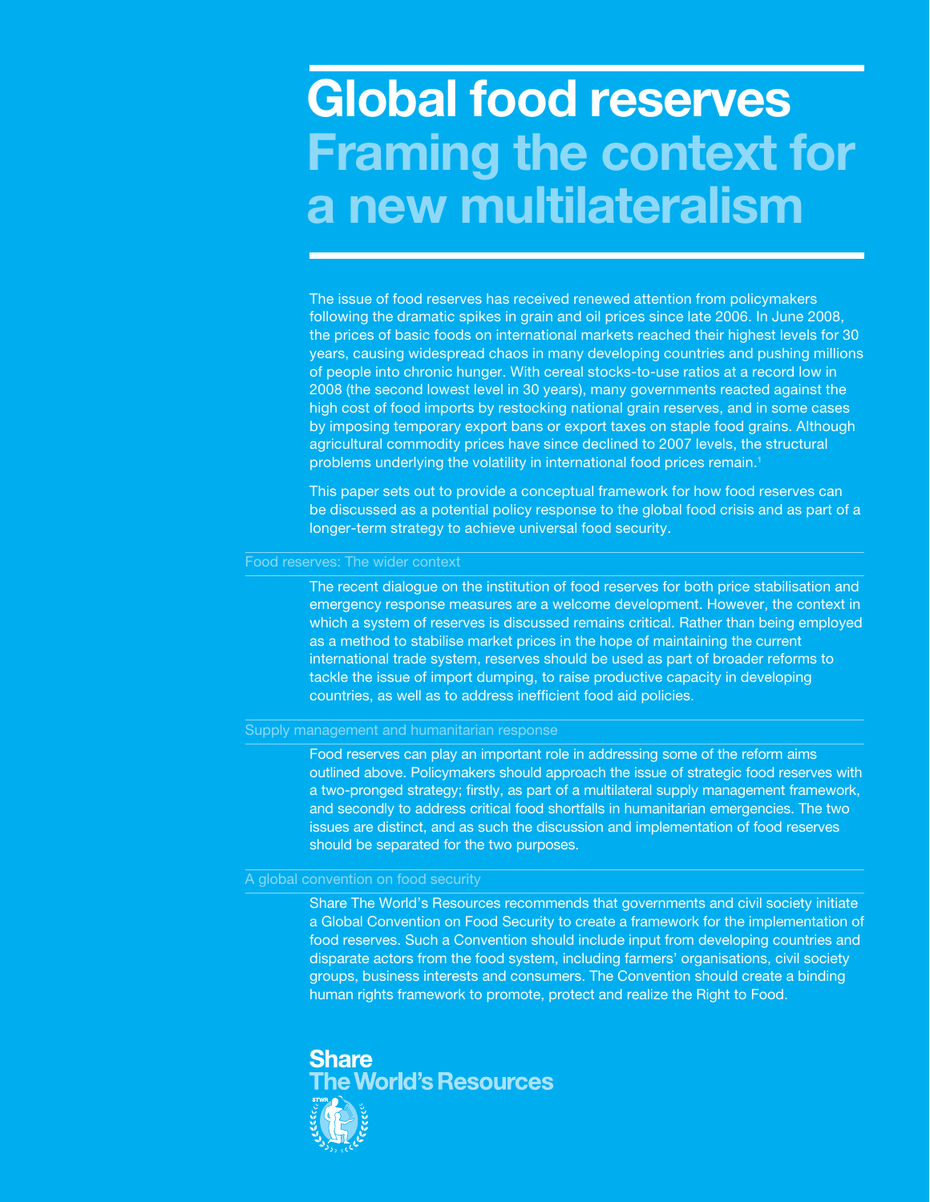# Global food reserves

## Framing the context for a new multilateralism

The issue of food reserves has received renewed attention from policymakers following the dramatic spikes in grain and oil prices since late 2006. In June 2008, the prices of basic foods on international markets reached their highest levels for 30 years, causing widespread chaos in many developing countries and pushing millions of people into chronic hunger. With cereal stocks-to-use ratios at a record low in 2008 (the second lowest level in 30 years), many governments reacted against the high cost of food imports by restocking national grain reserves, and in some cases by imposing temporary export bans or export taxes on staple food grains. Although agricultural commodity prices have since declined to 2007 levels, the structural problems underlying the volatility in international food prices remain.[1]

This paper sets out to provide a conceptual framework for how food reserves can be discussed as a potential policy response to the global food crisis and as part of a longer-term strategy to achieve universal food security.

### Food reserves: The wider context

The recent dialogue on the institution of food reserves for both price stabilisation and emergency response measures are a welcome development. However, the context in which a system of reserves is discussed remains critical. Rather than being employed as a method to stabilise market prices in the hope of maintaining the current international trade system, reserves should be used as part of broader reforms to tackle the issue of import dumping, to raise productive capacity in developing countries, as well as to address inefficient food aid policies.

### Supply management and humanitarian response

Food reserves can play an important role in addressing some of the reform aims outlined above. Policymakers should approach the issue of strategic food reserves with a two-pronged strategy; firstly, as part of a multilateral supply management framework, and secondly to address critical food shortfalls in humanitarian emergencies. The two issues are distinct, and as such the discussion and implementation of food reserves should be separated for the two purposes.

### A global convention on food security

Share The World's Resources recommends that governments and civil society initiate a Global Convention on Food Security to create a framework for the implementation of food reserves. Such a Convention should include input from developing countries and disparate actors from the food system, including farmers' organisations, civil society groups, business interests and consumers. The Convention should create a binding human rights framework to promote, protect and realize the Right to Food.

**Share The World's Resources**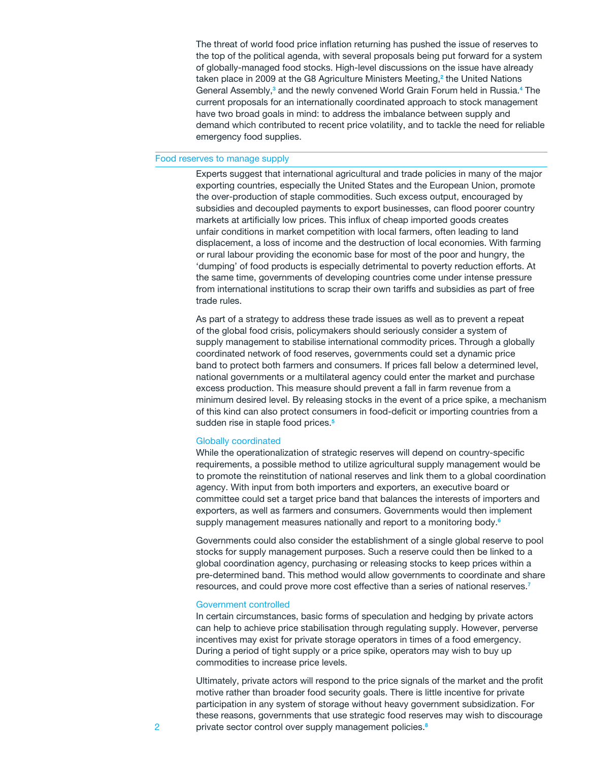The threat of world food price inflation returning has pushed the issue of reserves to the top of the political agenda, with several proposals being put forward for a system of globally-managed food stocks. High-level discussions on the issue have already taken place in 2009 at the G8 Agriculture Ministers Meeting,[2] the United Nations General Assembly,[3] and the newly convened World Grain Forum held in Russia.[4] The current proposals for an internationally coordinated approach to stock management have two broad goals in mind: to address the imbalance between supply and demand which contributed to recent price volatility, and to tackle the need for reliable emergency food supplies.

## Food reserves to manage supply

Experts suggest that international agricultural and trade policies in many of the major exporting countries, especially the United States and the European Union, promote the over-production of staple commodities. Such excess output, encouraged by subsidies and decoupled payments to export businesses, can flood poorer country markets at artificially low prices. This influx of cheap imported goods creates unfair conditions in market competition with local farmers, often leading to land displacement, a loss of income and the destruction of local economies. With farming or rural labour providing the economic base for most of the poor and hungry, the 'dumping' of food products is especially detrimental to poverty reduction efforts. At the same time, governments of developing countries come under intense pressure from international institutions to scrap their own tariffs and subsidies as part of free trade rules.

As part of a strategy to address these trade issues as well as to prevent a repeat of the global food crisis, policymakers should seriously consider a system of supply management to stabilise international commodity prices. Through a globally coordinated network of food reserves, governments could set a dynamic price band to protect both farmers and consumers. If prices fall below a determined level, national governments or a multilateral agency could enter the market and purchase excess production. This measure should prevent a fall in farm revenue from a minimum desired level. By releasing stocks in the event of a price spike, a mechanism of this kind can also protect consumers in food-deficit or importing countries from a sudden rise in staple food prices.[5]

### Globally coordinated

While the operationalization of strategic reserves will depend on country-specific requirements, a possible method to utilize agricultural supply management would be to promote the reinstitution of national reserves and link them to a global coordination agency. With input from both importers and exporters, an executive board or committee could set a target price band that balances the interests of importers and exporters, as well as farmers and consumers. Governments would then implement supply management measures nationally and report to a monitoring body.[6]

Governments could also consider the establishment of a single global reserve to pool stocks for supply management purposes. Such a reserve could then be linked to a global coordination agency, purchasing or releasing stocks to keep prices within a pre-determined band. This method would allow governments to coordinate and share resources, and could prove more cost effective than a series of national reserves.[7]

### Government controlled

In certain circumstances, basic forms of speculation and hedging by private actors can help to achieve price stabilisation through regulating supply. However, perverse incentives may exist for private storage operators in times of a food emergency. During a period of tight supply or a price spike, operators may wish to buy up commodities to increase price levels.

Ultimately, private actors will respond to the price signals of the market and the profit motive rather than broader food security goals. There is little incentive for private participation in any system of storage without heavy government subsidization. For these reasons, governments that use strategic food reserves may wish to discourage private sector control over supply management policies.[8]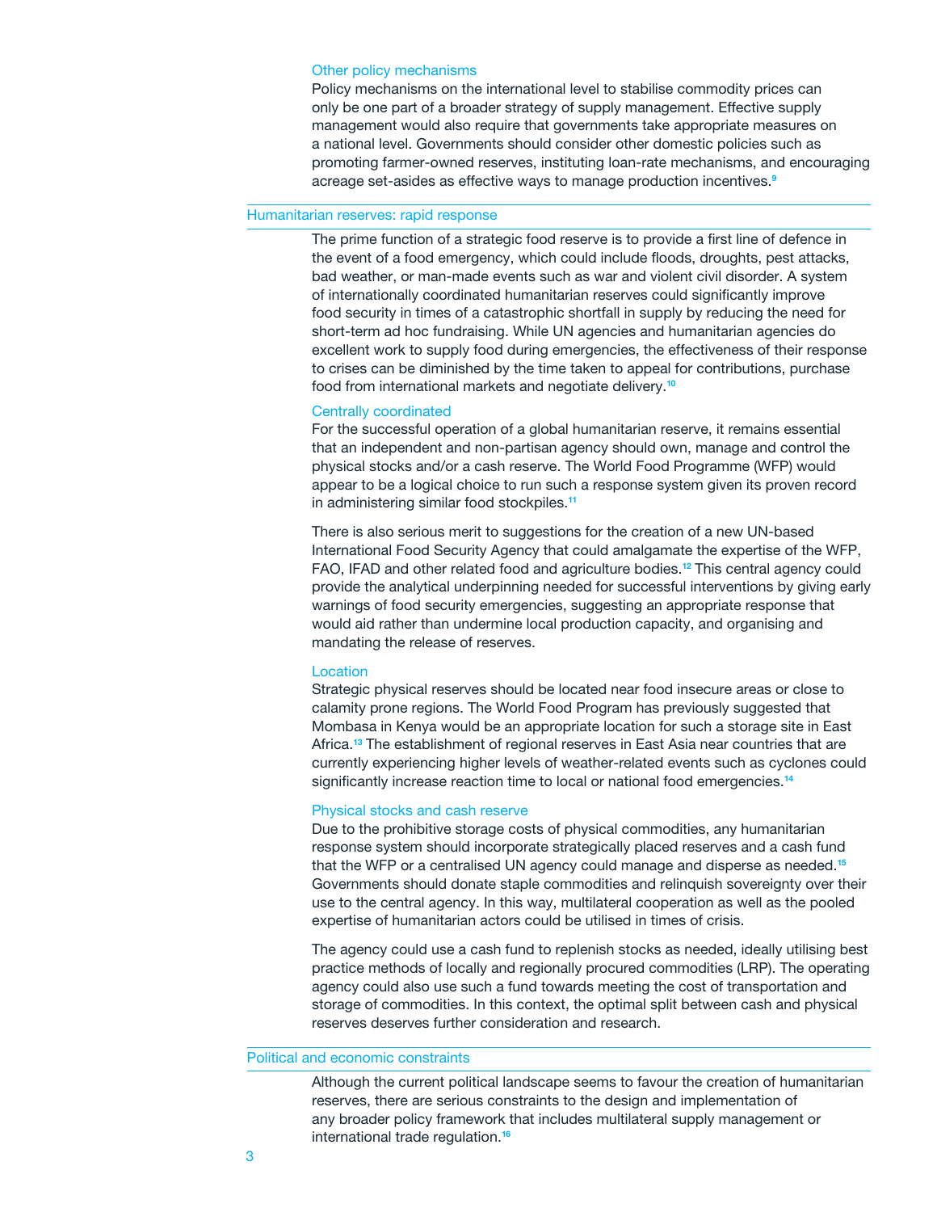### Other policy mechanisms

Policy mechanisms on the international level to stabilise commodity prices can only be one part of a broader strategy of supply management. Effective supply management would also require that governments take appropriate measures on a national level. Governments should consider other domestic policies such as promoting farmer-owned reserves, instituting loan-rate mechanisms, and encouraging acreage set-asides as effective ways to manage production incentives.[9]

## Humanitarian reserves: rapid response

The prime function of a strategic food reserve is to provide a first line of defence in the event of a food emergency, which could include floods, droughts, pest attacks, bad weather, or man-made events such as war and violent civil disorder. A system of internationally coordinated humanitarian reserves could significantly improve food security in times of a catastrophic shortfall in supply by reducing the need for short-term ad hoc fundraising. While UN agencies and humanitarian agencies do excellent work to supply food during emergencies, the effectiveness of their response to crises can be diminished by the time taken to appeal for contributions, purchase food from international markets and negotiate delivery.[10]

### Centrally coordinated

For the successful operation of a global humanitarian reserve, it remains essential that an independent and non-partisan agency should own, manage and control the physical stocks and/or a cash reserve. The World Food Programme (WFP) would appear to be a logical choice to run such a response system given its proven record in administering similar food stockpiles.[11]

There is also serious merit to suggestions for the creation of a new UN-based International Food Security Agency that could amalgamate the expertise of the WFP, FAO, IFAD and other related food and agriculture bodies.[12] This central agency could provide the analytical underpinning needed for successful interventions by giving early warnings of food security emergencies, suggesting an appropriate response that would aid rather than undermine local production capacity, and organising and mandating the release of reserves.

### Location

Strategic physical reserves should be located near food insecure areas or close to calamity prone regions. The World Food Program has previously suggested that Mombasa in Kenya would be an appropriate location for such a storage site in East Africa.[13] The establishment of regional reserves in East Asia near countries that are currently experiencing higher levels of weather-related events such as cyclones could significantly increase reaction time to local or national food emergencies.[14]

### Physical stocks and cash reserve

Due to the prohibitive storage costs of physical commodities, any humanitarian response system should incorporate strategically placed reserves and a cash fund that the WFP or a centralised UN agency could manage and disperse as needed.[15] Governments should donate staple commodities and relinquish sovereignty over their use to the central agency. In this way, multilateral cooperation as well as the pooled expertise of humanitarian actors could be utilised in times of crisis.

The agency could use a cash fund to replenish stocks as needed, ideally utilising best practice methods of locally and regionally procured commodities (LRP). The operating agency could also use such a fund towards meeting the cost of transportation and storage of commodities. In this context, the optimal split between cash and physical reserves deserves further consideration and research.

## Political and economic constraints

Although the current political landscape seems to favour the creation of humanitarian reserves, there are serious constraints to the design and implementation of any broader policy framework that includes multilateral supply management or international trade regulation.[16]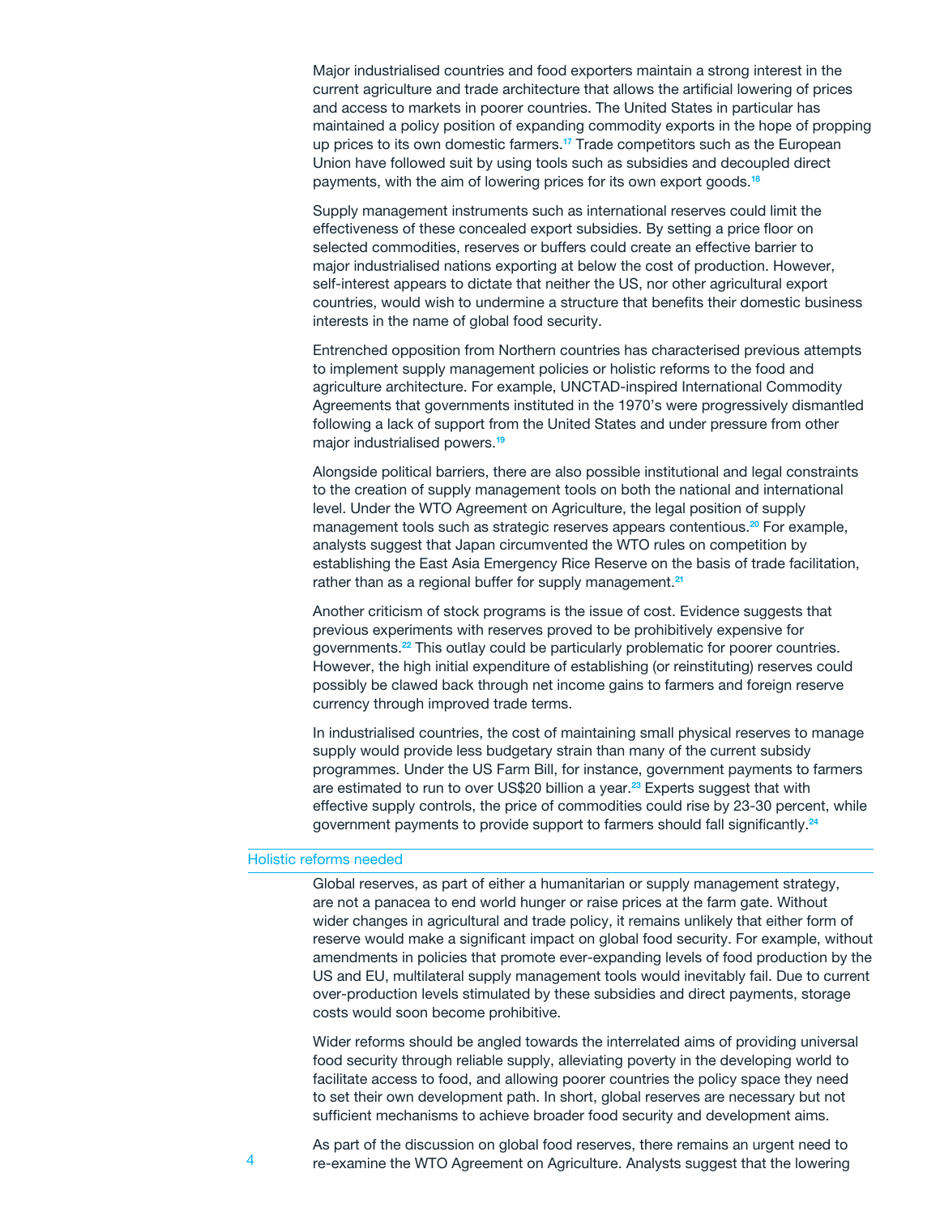Major industrialised countries and food exporters maintain a strong interest in the current agriculture and trade architecture that allows the artificial lowering of prices and access to markets in poorer countries. The United States in particular has maintained a policy position of expanding commodity exports in the hope of propping up prices to its own domestic farmers.[17] Trade competitors such as the European Union have followed suit by using tools such as subsidies and decoupled direct payments, with the aim of lowering prices for its own export goods.[18]

Supply management instruments such as international reserves could limit the effectiveness of these concealed export subsidies. By setting a price floor on selected commodities, reserves or buffers could create an effective barrier to major industrialised nations exporting at below the cost of production. However, self-interest appears to dictate that neither the US, nor other agricultural export countries, would wish to undermine a structure that benefits their domestic business interests in the name of global food security.

Entrenched opposition from Northern countries has characterised previous attempts to implement supply management policies or holistic reforms to the food and agriculture architecture. For example, UNCTAD-inspired International Commodity Agreements that governments instituted in the 1970's were progressively dismantled following a lack of support from the United States and under pressure from other major industrialised powers.[19]

Alongside political barriers, there are also possible institutional and legal constraints to the creation of supply management tools on both the national and international level. Under the WTO Agreement on Agriculture, the legal position of supply management tools such as strategic reserves appears contentious.[20] For example, analysts suggest that Japan circumvented the WTO rules on competition by establishing the East Asia Emergency Rice Reserve on the basis of trade facilitation, rather than as a regional buffer for supply management.[21]

Another criticism of stock programs is the issue of cost. Evidence suggests that previous experiments with reserves proved to be prohibitively expensive for governments.[22] This outlay could be particularly problematic for poorer countries. However, the high initial expenditure of establishing (or reinstituting) reserves could possibly be clawed back through net income gains to farmers and foreign reserve currency through improved trade terms.

In industrialised countries, the cost of maintaining small physical reserves to manage supply would provide less budgetary strain than many of the current subsidy programmes. Under the US Farm Bill, for instance, government payments to farmers are estimated to run to over US$20 billion a year.[23] Experts suggest that with effective supply controls, the price of commodities could rise by 23-30 percent, while government payments to provide support to farmers should fall significantly.[24]

## Holistic reforms needed

Global reserves, as part of either a humanitarian or supply management strategy, are not a panacea to end world hunger or raise prices at the farm gate. Without wider changes in agricultural and trade policy, it remains unlikely that either form of reserve would make a significant impact on global food security. For example, without amendments in policies that promote ever-expanding levels of food production by the US and EU, multilateral supply management tools would inevitably fail. Due to current over-production levels stimulated by these subsidies and direct payments, storage costs would soon become prohibitive.

Wider reforms should be angled towards the interrelated aims of providing universal food security through reliable supply, alleviating poverty in the developing world to facilitate access to food, and allowing poorer countries the policy space they need to set their own development path. In short, global reserves are necessary but not sufficient mechanisms to achieve broader food security and development aims.

As part of the discussion on global food reserves, there remains an urgent need to re-examine the WTO Agreement on Agriculture. Analysts suggest that the lowering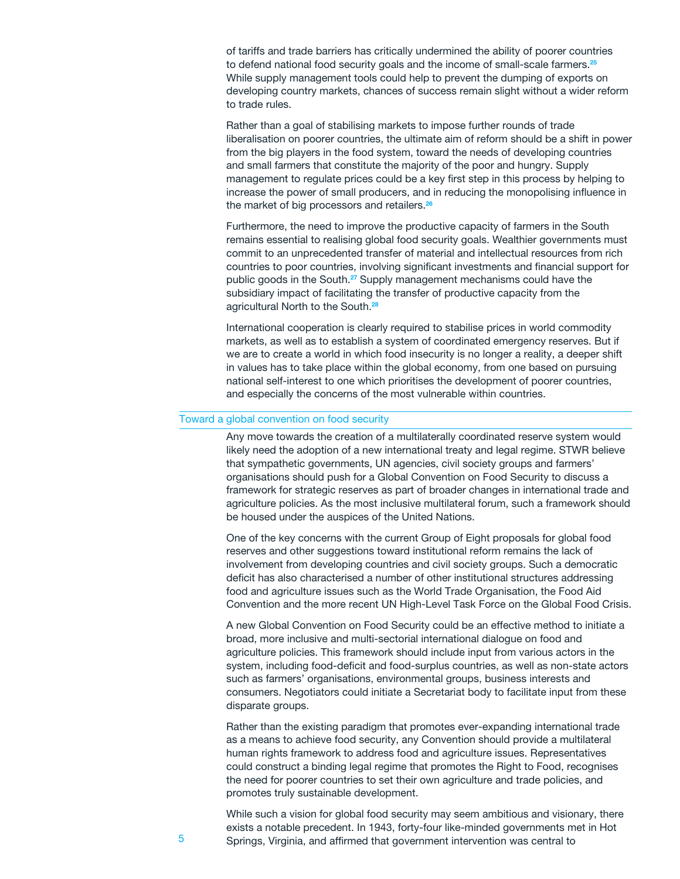of tariffs and trade barriers has critically undermined the ability of poorer countries to defend national food security goals and the income of small-scale farmers.[25] While supply management tools could help to prevent the dumping of exports on developing country markets, chances of success remain slight without a wider reform to trade rules.

Rather than a goal of stabilising markets to impose further rounds of trade liberalisation on poorer countries, the ultimate aim of reform should be a shift in power from the big players in the food system, toward the needs of developing countries and small farmers that constitute the majority of the poor and hungry. Supply management to regulate prices could be a key first step in this process by helping to increase the power of small producers, and in reducing the monopolising influence in the market of big processors and retailers.[26]

Furthermore, the need to improve the productive capacity of farmers in the South remains essential to realising global food security goals. Wealthier governments must commit to an unprecedented transfer of material and intellectual resources from rich countries to poor countries, involving significant investments and financial support for public goods in the South.[27] Supply management mechanisms could have the subsidiary impact of facilitating the transfer of productive capacity from the agricultural North to the South.[28]

International cooperation is clearly required to stabilise prices in world commodity markets, as well as to establish a system of coordinated emergency reserves. But if we are to create a world in which food insecurity is no longer a reality, a deeper shift in values has to take place within the global economy, from one based on pursuing national self-interest to one which prioritises the development of poorer countries, and especially the concerns of the most vulnerable within countries.

## Toward a global convention on food security

Any move towards the creation of a multilaterally coordinated reserve system would likely need the adoption of a new international treaty and legal regime. STWR believe that sympathetic governments, UN agencies, civil society groups and farmers' organisations should push for a Global Convention on Food Security to discuss a framework for strategic reserves as part of broader changes in international trade and agriculture policies. As the most inclusive multilateral forum, such a framework should be housed under the auspices of the United Nations.

One of the key concerns with the current Group of Eight proposals for global food reserves and other suggestions toward institutional reform remains the lack of involvement from developing countries and civil society groups. Such a democratic deficit has also characterised a number of other institutional structures addressing food and agriculture issues such as the World Trade Organisation, the Food Aid Convention and the more recent UN High-Level Task Force on the Global Food Crisis.

A new Global Convention on Food Security could be an effective method to initiate a broad, more inclusive and multi-sectorial international dialogue on food and agriculture policies. This framework should include input from various actors in the system, including food-deficit and food-surplus countries, as well as non-state actors such as farmers' organisations, environmental groups, business interests and consumers. Negotiators could initiate a Secretariat body to facilitate input from these disparate groups.

Rather than the existing paradigm that promotes ever-expanding international trade as a means to achieve food security, any Convention should provide a multilateral human rights framework to address food and agriculture issues. Representatives could construct a binding legal regime that promotes the Right to Food, recognises the need for poorer countries to set their own agriculture and trade policies, and promotes truly sustainable development.

While such a vision for global food security may seem ambitious and visionary, there exists a notable precedent. In 1943, forty-four like-minded governments met in Hot Springs, Virginia, and affirmed that government intervention was central to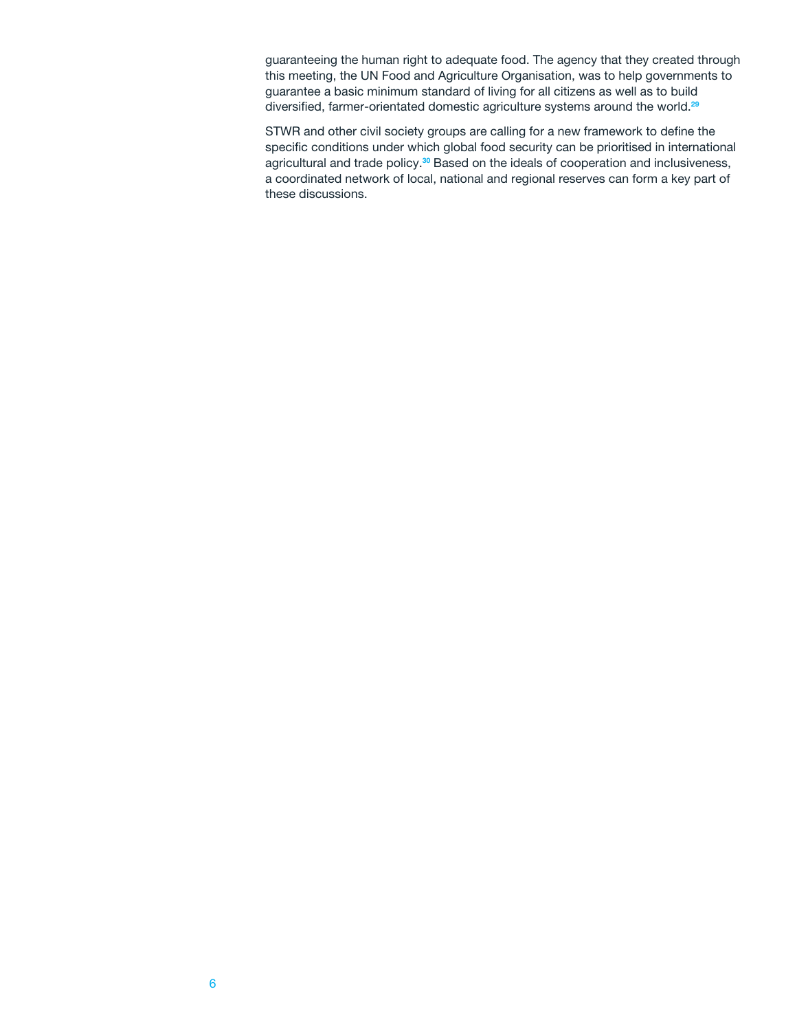guaranteeing the human right to adequate food. The agency that they created through this meeting, the UN Food and Agriculture Organisation, was to help governments to guarantee a basic minimum standard of living for all citizens as well as to build diversified, farmer-orientated domestic agriculture systems around the world.[29]

STWR and other civil society groups are calling for a new framework to define the specific conditions under which global food security can be prioritised in international agricultural and trade policy.[30] Based on the ideals of cooperation and inclusiveness, a coordinated network of local, national and regional reserves can form a key part of these discussions.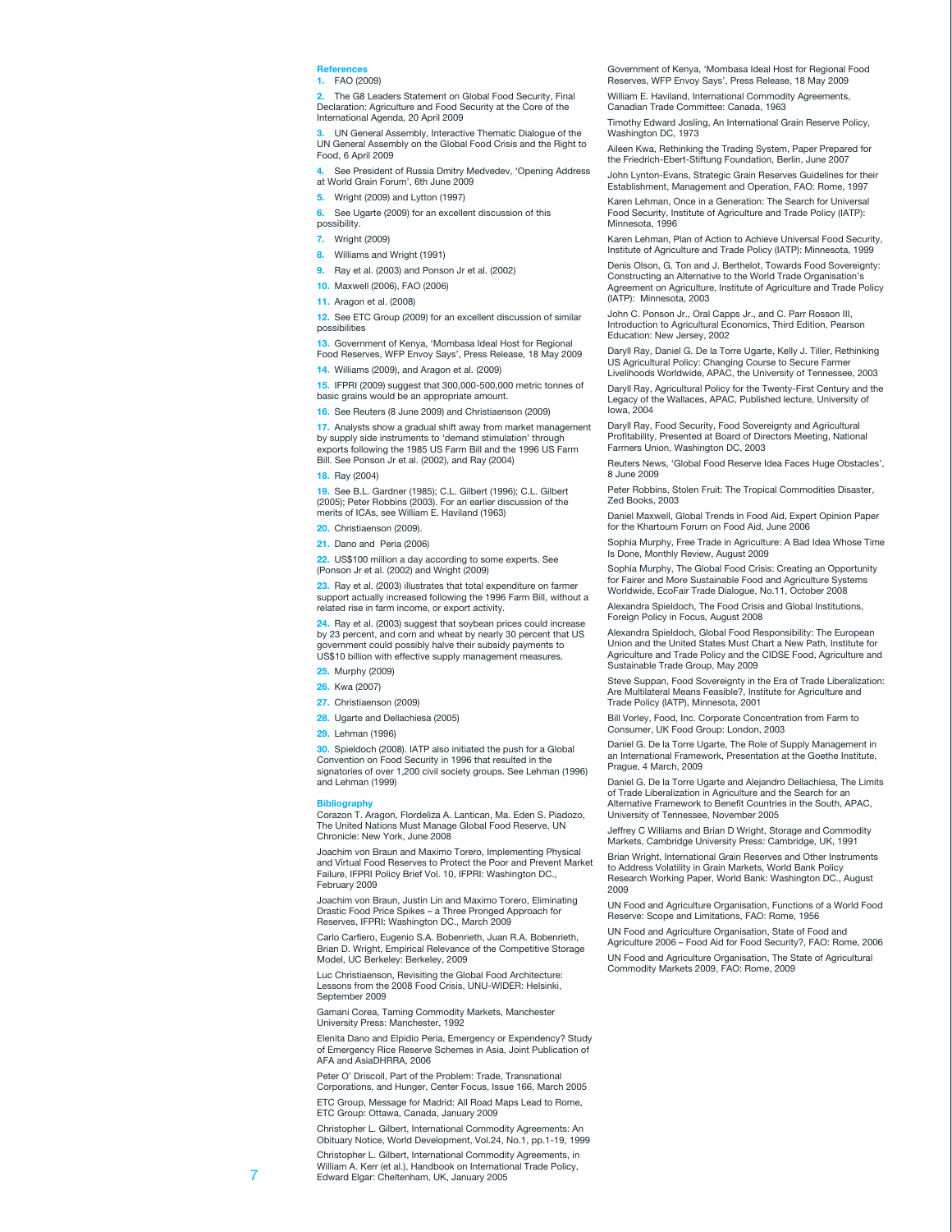## References

1. FAO (2009)
2. The G8 Leaders Statement on Global Food Security, Final Declaration: Agriculture and Food Security at the Core of the International Agenda, 20 April 2009
3. UN General Assembly, Interactive Thematic Dialogue of the UN General Assembly on the Global Food Crisis and the Right to Food, 6 April 2009
4. See President of Russia Dmitry Medvedev, 'Opening Address at World Grain Forum', 6th June 2009
5. Wright (2009) and Lytton (1997)
6. See Ugarte (2009) for an excellent discussion of this possibility.
7. Wright (2009)
8. Williams and Wright (1991)
9. Ray et al. (2003) and Ponson Jr et al. (2002)
10. Maxwell (2006), FAO (2006)
11. Aragon et al. (2008)
12. See ETC Group (2009) for an excellent discussion of similar possibilities
13. Government of Kenya, 'Mombasa Ideal Host for Regional Food Reserves, WFP Envoy Says', Press Release, 18 May 2009
14. Williams (2009), and Aragon et al. (2009)
15. IFPRI (2009) suggest that 300,000-500,000 metric tonnes of basic grains would be an appropriate amount.
16. See Reuters (8 June 2009) and Christiaenson (2009)
17. Analysts show a gradual shift away from market management by supply side instruments to 'demand stimulation' through exports following the 1985 US Farm Bill and the 1996 US Farm Bill. See Ponson Jr et al. (2002), and Ray (2004)
18. Ray (2004)
19. See B.L. Gardner (1985); C.L. Gilbert (1996); C.L. Gilbert (2005); Peter Robbins (2003). For an earlier discussion of the merits of ICAs, see William E. Haviland (1963)
20. Christiaenson (2009).
21. Dano and Peria (2006)
22. US$100 million a day according to some experts. See (Ponson Jr et al. (2002) and Wright (2009)
23. Ray et al. (2003) illustrates that total expenditure on farmer support actually increased following the 1996 Farm Bill, without a related rise in farm income, or export activity.
24. Ray et al. (2003) suggest that soybean prices could increase by 23 percent, and corn and wheat by nearly 30 percent that US government could possibly halve their subsidy payments to US$10 billion with effective supply management measures.
25. Murphy (2009)
26. Kwa (2007)
27. Christiaenson (2009)
28. Ugarte and Dellachiesa (2005)
29. Lehman (1996)
30. Spieldoch (2008). IATP also initiated the push for a Global Convention on Food Security in 1996 that resulted in the signatories of over 1,200 civil society groups. See Lehman (1996) and Lehman (1999)

## Bibliography

Corazon T. Aragon, Flordeliza A. Lantican, Ma. Eden S. Piadozo, The United Nations Must Manage Global Food Reserve, UN Chronicle: New York, June 2008

Joachim von Braun and Maximo Torero, Implementing Physical and Virtual Food Reserves to Protect the Poor and Prevent Market Failure, IFPRI Policy Brief Vol. 10, IFPRI: Washington DC., February 2009

Joachim von Braun, Justin Lin and Maximo Torero, Eliminating Drastic Food Price Spikes – a Three Pronged Approach for Reserves, IFPRI: Washington DC., March 2009

Carlo Carfiero, Eugenio S.A. Bobenrieth, Juan R.A. Bobenrieth, Brian D. Wright, Empirical Relevance of the Competitive Storage Model, UC Berkeley: Berkeley, 2009

Luc Christiaenson, Revisiting the Global Food Architecture: Lessons from the 2008 Food Crisis, UNU-WIDER: Helsinki, September 2009

Gamani Corea, Taming Commodity Markets, Manchester University Press: Manchester, 1992

Elenita Dano and Elpidio Peria, Emergency or Expendency? Study of Emergency Rice Reserve Schemes in Asia, Joint Publication of AFA and AsiaDHRRA, 2006

Peter O' Driscoll, Part of the Problem: Trade, Transnational Corporations, and Hunger, Center Focus, Issue 166, March 2005

ETC Group, Message for Madrid: All Road Maps Lead to Rome, ETC Group: Ottawa, Canada, January 2009

Christopher L. Gilbert, International Commodity Agreements: An Obituary Notice, World Development, Vol.24, No.1, pp.1-19, 1999

Christopher L. Gilbert, International Commodity Agreements, in William A. Kerr (et al.), Handbook on International Trade Policy, Edward Elgar: Cheltenham, UK, January 2005

Government of Kenya, 'Mombasa Ideal Host for Regional Food Reserves, WFP Envoy Says', Press Release, 18 May 2009

William E. Haviland, International Commodity Agreements, Canadian Trade Committee: Canada, 1963

Timothy Edward Josling, An International Grain Reserve Policy, Washington DC, 1973

Aileen Kwa, Rethinking the Trading System, Paper Prepared for the Friedrich-Ebert-Stiftung Foundation, Berlin, June 2007

John Lynton-Evans, Strategic Grain Reserves Guidelines for their Establishment, Management and Operation, FAO: Rome, 1997

Karen Lehman, Once in a Generation: The Search for Universal Food Security, Institute of Agriculture and Trade Policy (IATP): Minnesota, 1996

Karen Lehman, Plan of Action to Achieve Universal Food Security, Institute of Agriculture and Trade Policy (IATP): Minnesota, 1999

Denis Olson, G. Ton and J. Berthelot, Towards Food Sovereignty: Constructing an Alternative to the World Trade Organisation's Agreement on Agriculture, Institute of Agriculture and Trade Policy (IATP): Minnesota, 2003

John C. Ponson Jr., Oral Capps Jr., and C. Parr Rosson III, Introduction to Agricultural Economics, Third Edition, Pearson Education: New Jersey, 2002

Daryll Ray, Daniel G. De la Torre Ugarte, Kelly J. Tiller, Rethinking US Agricultural Policy: Changing Course to Secure Farmer Livelihoods Worldwide, APAC, the University of Tennessee, 2003

Daryll Ray, Agricultural Policy for the Twenty-First Century and the Legacy of the Wallaces, APAC, Published lecture, University of Iowa, 2004

Daryll Ray, Food Security, Food Sovereignty and Agricultural Profitability, Presented at Board of Directors Meeting, National Farmers Union, Washington DC, 2003

Reuters News, 'Global Food Reserve Idea Faces Huge Obstacles', 8 June 2009

Peter Robbins, Stolen Fruit: The Tropical Commodities Disaster, Zed Books, 2003

Daniel Maxwell, Global Trends in Food Aid, Expert Opinion Paper for the Khartoum Forum on Food Aid, June 2006

Sophia Murphy, Free Trade in Agriculture: A Bad Idea Whose Time Is Done, Monthly Review, August 2009

Sophia Murphy, The Global Food Crisis: Creating an Opportunity for Fairer and More Sustainable Food and Agriculture Systems Worldwide, EcoFair Trade Dialogue, No.11, October 2008

Alexandra Spieldoch, The Food Crisis and Global Institutions, Foreign Policy in Focus, August 2008

Alexandra Spieldoch, Global Food Responsibility: The European Union and the United States Must Chart a New Path, Institute for Agriculture and Trade Policy and the CIDSE Food, Agriculture and Sustainable Trade Group, May 2009

Steve Suppan, Food Sovereignty in the Era of Trade Liberalization: Are Multilateral Means Feasible?, Institute for Agriculture and Trade Policy (IATP), Minnesota, 2001

Bill Vorley, Food, Inc. Corporate Concentration from Farm to Consumer, UK Food Group: London, 2003

Daniel G. De la Torre Ugarte, The Role of Supply Management in an International Framework, Presentation at the Goethe Institute, Prague, 4 March, 2009

Daniel G. De la Torre Ugarte and Alejandro Dellachiesa, The Limits of Trade Liberalization in Agriculture and the Search for an Alternative Framework to Benefit Countries in the South, APAC, University of Tennessee, November 2005

Jeffrey C Williams and Brian D Wright, Storage and Commodity Markets, Cambridge University Press: Cambridge, UK, 1991

Brian Wright, International Grain Reserves and Other Instruments to Address Volatility in Grain Markets, World Bank Policy Research Working Paper, World Bank: Washington DC., August 2009

UN Food and Agriculture Organisation, Functions of a World Food Reserve: Scope and Limitations, FAO: Rome, 1956

UN Food and Agriculture Organisation, State of Food and Agriculture 2006 – Food Aid for Food Security?, FAO: Rome, 2006

UN Food and Agriculture Organisation, The State of Agricultural Commodity Markets 2009, FAO: Rome, 2009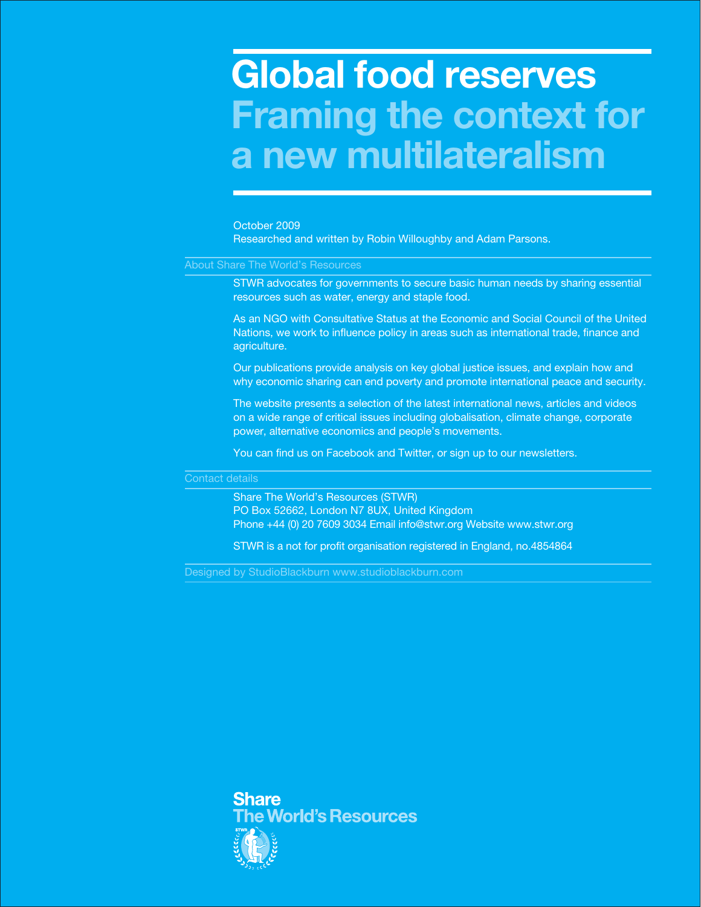# Global food reserves

## Framing the context for a new multilateralism

October 2009
Researched and written by Robin Willoughby and Adam Parsons.

About Share The World's Resources

STWR advocates for governments to secure basic human needs by sharing essential resources such as water, energy and staple food.

As an NGO with Consultative Status at the Economic and Social Council of the United Nations, we work to influence policy in areas such as international trade, finance and agriculture.

Our publications provide analysis on key global justice issues, and explain how and why economic sharing can end poverty and promote international peace and security.

The website presents a selection of the latest international news, articles and videos on a wide range of critical issues including globalisation, climate change, corporate power, alternative economics and people's movements.

You can find us on Facebook and Twitter, or sign up to our newsletters.

Contact details

Share The World's Resources (STWR)
PO Box 52662, London N7 8UX, United Kingdom
Phone +44 (0) 20 7609 3034 Email info@stwr.org Website www.stwr.org

STWR is a not for profit organisation registered in England, no.4854864

Designed by StudioBlackburn www.studioblackburn.com

Share
The World's Resources